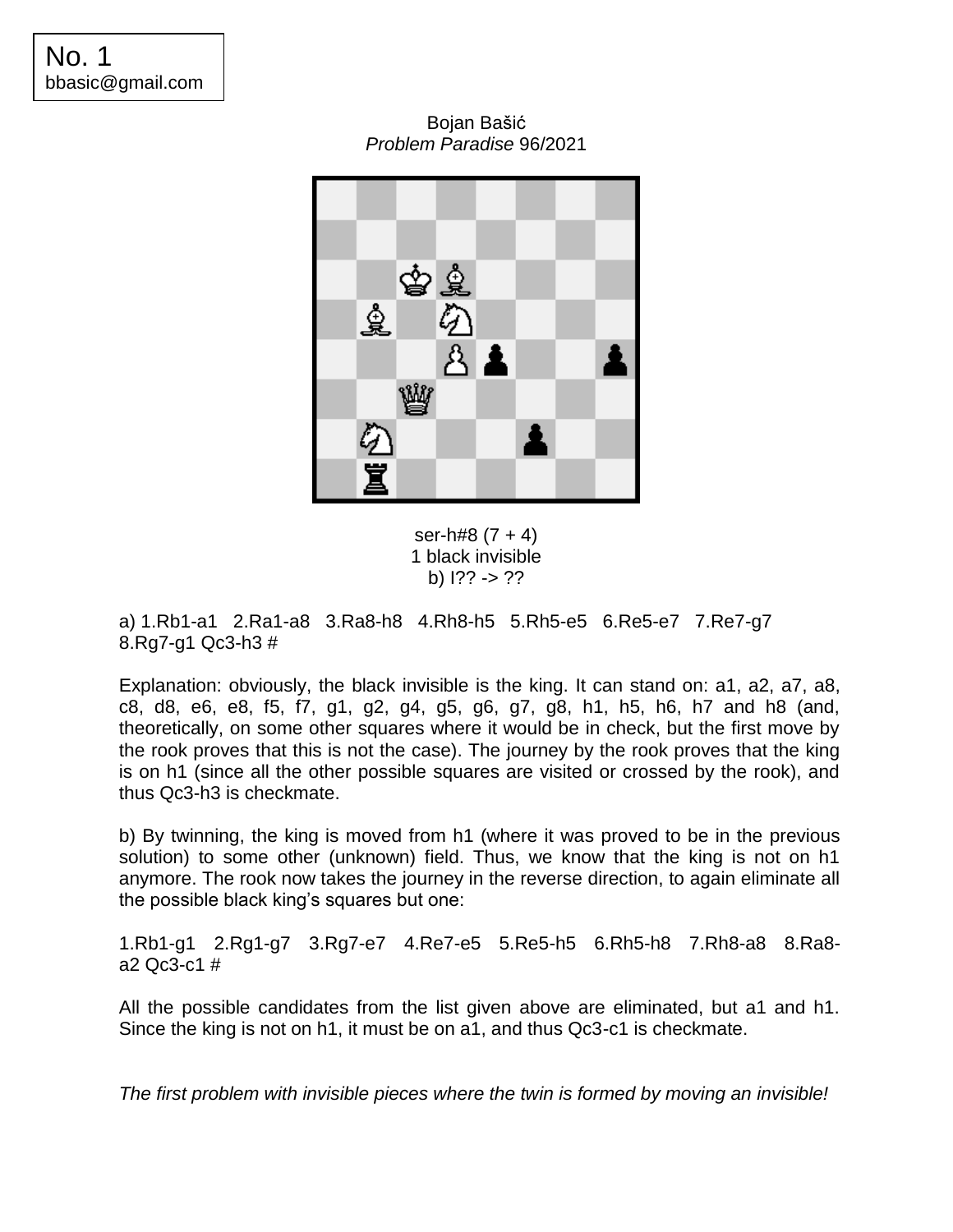No. 1
bbasic@gmail.com

Bojan Bašić
*Problem Paradise* 96/2021

ser-h#8 (7 + 4)
1 black invisible
b) I?? -> ??

a) 1.Rb1-a1 2.Ra1-a8 3.Ra8-h8 4.Rh8-h5 5.Rh5-e5 6.Re5-e7 7.Re7-g7 8.Rg7-g1 Qc3-h3 #

Explanation: obviously, the black invisible is the king. It can stand on: a1, a2, a7, a8, c8, d8, e6, e8, f5, f7, g1, g2, g4, g5, g6, g7, g8, h1, h5, h6, h7 and h8 (and, theoretically, on some other squares where it would be in check, but the first move by the rook proves that this is not the case). The journey by the rook proves that the king is on h1 (since all the other possible squares are visited or crossed by the rook), and thus Qc3-h3 is checkmate.

b) By twinning, the king is moved from h1 (where it was proved to be in the previous solution) to some other (unknown) field. Thus, we know that the king is not on h1 anymore. The rook now takes the journey in the reverse direction, to again eliminate all the possible black king's squares but one:

1.Rb1-g1 2.Rg1-g7 3.Rg7-e7 4.Re7-e5 5.Re5-h5 6.Rh5-h8 7.Rh8-a8 8.Ra8-a2 Qc3-c1 #

All the possible candidates from the list given above are eliminated, but a1 and h1. Since the king is not on h1, it must be on a1, and thus Qc3-c1 is checkmate.

*The first problem with invisible pieces where the twin is formed by moving an invisible!*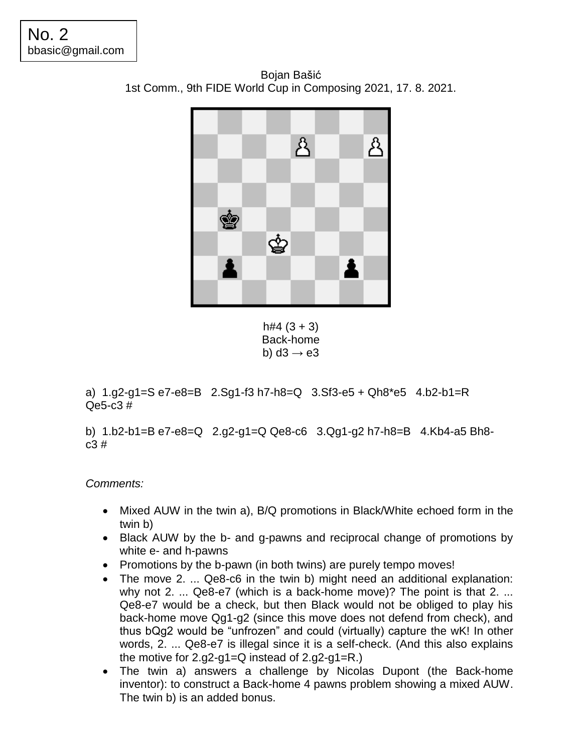No. 2
bbasic@gmail.com

Bojan Bašić
1st Comm., 9th FIDE World Cup in Composing 2021, 17. 8. 2021.

h#4 (3 + 3)
Back-home
b) d3 → e3

a) 1.g2-g1=S e7-e8=B 2.Sg1-f3 h7-h8=Q 3.Sf3-e5 + Qh8*e5 4.b2-b1=R Qe5-c3 #

b) 1.b2-b1=B e7-e8=Q 2.g2-g1=Q Qe8-c6 3.Qg1-g2 h7-h8=B 4.Kb4-a5 Bh8-c3 #

*Comments:*

- Mixed AUW in the twin a), B/Q promotions in Black/White echoed form in the twin b)
- Black AUW by the b- and g-pawns and reciprocal change of promotions by white e- and h-pawns
- Promotions by the b-pawn (in both twins) are purely tempo moves!
- The move 2. ... Qe8-c6 in the twin b) might need an additional explanation: why not 2. ... Qe8-e7 (which is a back-home move)? The point is that 2. ... Qe8-e7 would be a check, but then Black would not be obliged to play his back-home move Qg1-g2 (since this move does not defend from check), and thus bQg2 would be "unfrozen" and could (virtually) capture the wK! In other words, 2. ... Qe8-e7 is illegal since it is a self-check. (And this also explains the motive for 2.g2-g1=Q instead of 2.g2-g1=R.)
- The twin a) answers a challenge by Nicolas Dupont (the Back-home inventor): to construct a Back-home 4 pawns problem showing a mixed AUW. The twin b) is an added bonus.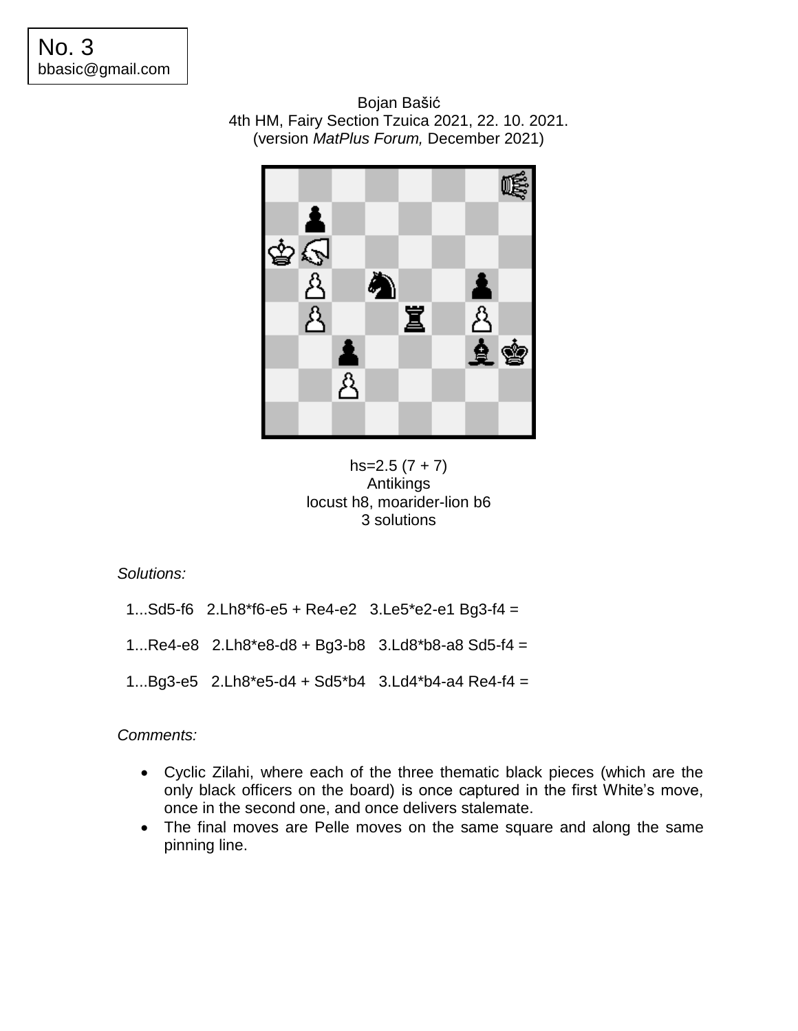No. 3
bbasic@gmail.com

Bojan Bašić
4th HM, Fairy Section Tzuica 2021, 22. 10. 2021.
(version *MatPlus Forum,* December 2021)

hs=2.5 (7 + 7)
Antikings
locust h8, moarider-lion b6
3 solutions

*Solutions:*

1...Sd5-f6   2.Lh8*f6-e5 + Re4-e2   3.Le5*e2-e1 Bg3-f4 =

1...Re4-e8   2.Lh8*e8-d8 + Bg3-b8   3.Ld8*b8-a8 Sd5-f4 =

1...Bg3-e5   2.Lh8*e5-d4 + Sd5*b4   3.Ld4*b4-a4 Re4-f4 =

*Comments:*

- Cyclic Zilahi, where each of the three thematic black pieces (which are the only black officers on the board) is once captured in the first White's move, once in the second one, and once delivers stalemate.
- The final moves are Pelle moves on the same square and along the same pinning line.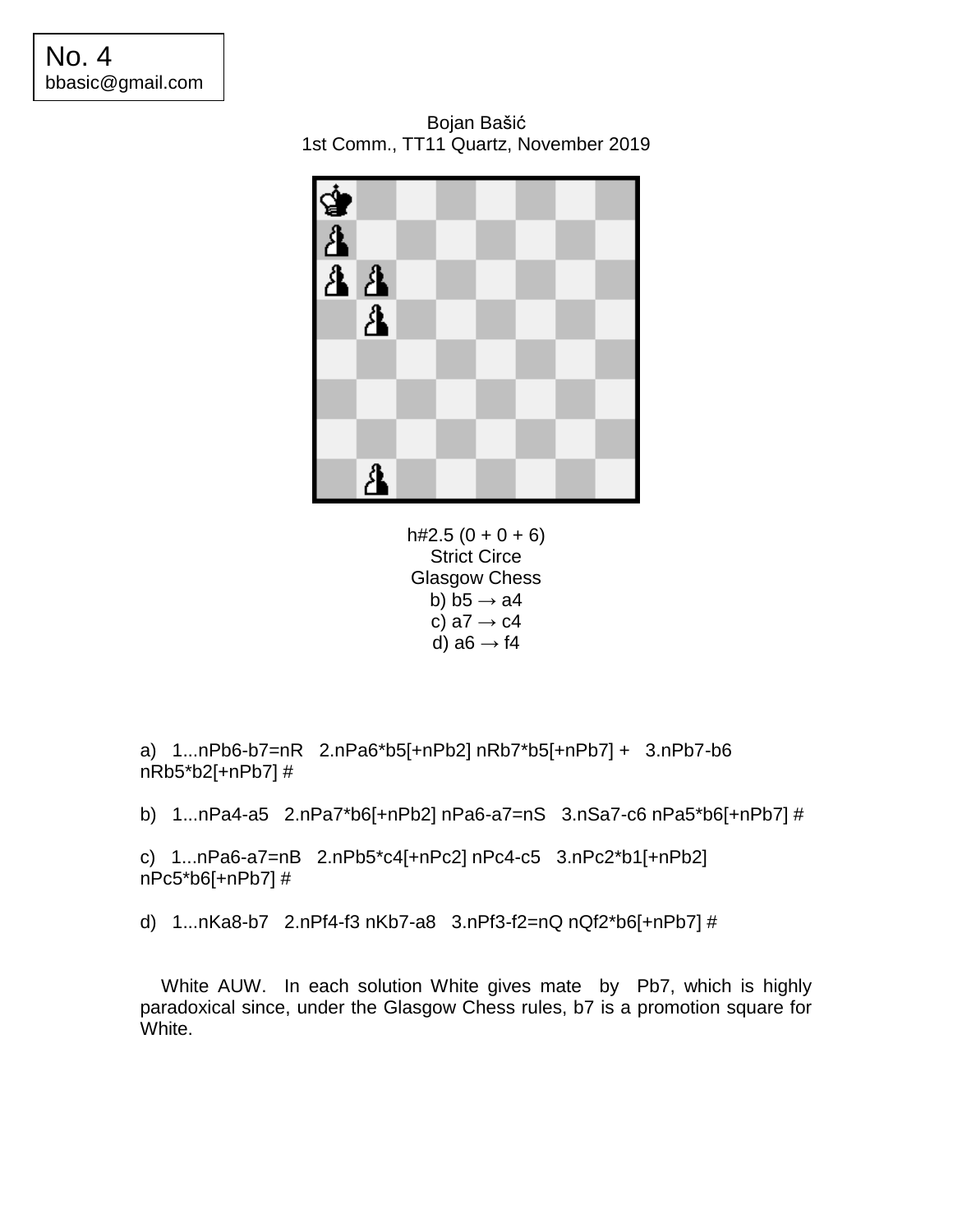No. 4
bbasic@gmail.com

Bojan Bašić
1st Comm., TT11 Quartz, November 2019

h#2.5 (0 + 0 + 6)
Strict Circe
Glasgow Chess
b) b5 → a4
c) a7 → c4
d) a6 → f4

a) 1...nPb6-b7=nR 2.nPa6*b5[+nPb2] nRb7*b5[+nPb7] + 3.nPb7-b6 nRb5*b2[+nPb7] #

b) 1...nPa4-a5 2.nPa7*b6[+nPb2] nPa6-a7=nS 3.nSa7-c6 nPa5*b6[+nPb7] #

c) 1...nPa6-a7=nB 2.nPb5*c4[+nPc2] nPc4-c5 3.nPc2*b1[+nPb2] nPc5*b6[+nPb7] #

d) 1...nKa8-b7 2.nPf4-f3 nKb7-a8 3.nPf3-f2=nQ nQf2*b6[+nPb7] #

White AUW. In each solution White gives mate by Pb7, which is highly paradoxical since, under the Glasgow Chess rules, b7 is a promotion square for White.